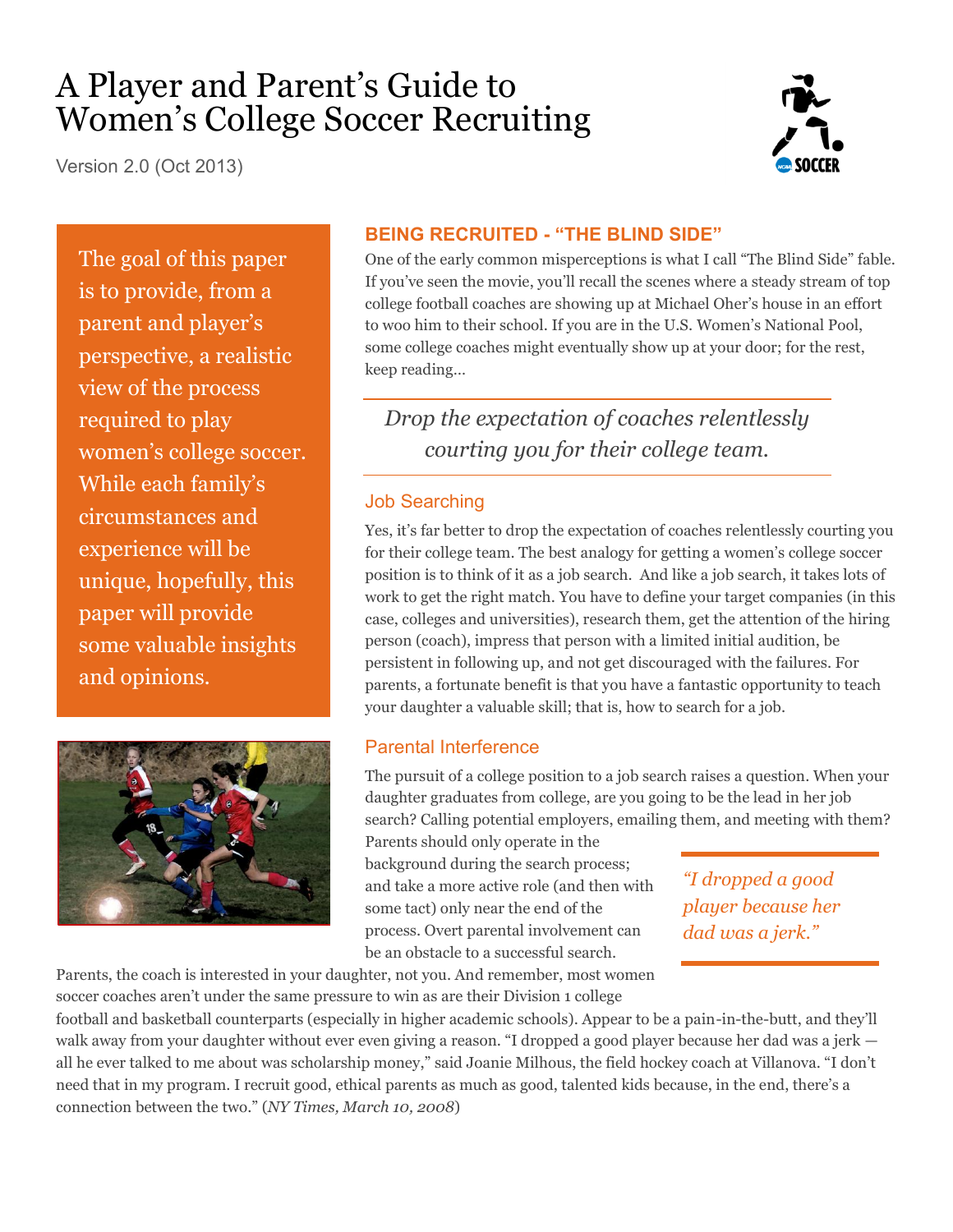# A Player and Parent's Guide to Women's College Soccer Recruiting

Version 2.0 (Oct 2013)

The goal of this paper is to provide, from a parent and player's perspective, a realistic view of the process required to play women's college soccer. While each family's circumstances and experience will be unique, hopefully, this paper will provide some valuable insights and opinions.

## BEING RECRUITED - "THE BLIND SIDE"

One of the early common misperceptions is what I call "The Blind Side" fable. If you've seen the movie, you'll recall the scenes where a steady stream of top college football coaches are showing up at Michael Oher's house in an effort to woo him to their school. If you are in the U.S. Women's National Pool, some college coaches might eventually show up at your door; for the rest, keep reading...

> *Drop the expectation of coaches relentlessly courting you for their college team.*

### Job Searching

Yes, it's far better to drop the expectation of coaches relentlessly courting you for their college team. The best analogy for getting a women's college soccer position is to think of it as a job search. And like a job search, it takes lots of work to get the right match. You have to define your target companies (in this case, colleges and universities), research them, get the attention of the hiring person (coach), impress that person with a limited initial audition, be persistent in following up, and not get discouraged with the failures. For parents, a fortunate benefit is that you have a fantastic opportunity to teach your daughter a valuable skill; that is, how to search for a job.

### Parental Interference

The pursuit of a college position to a job search raises a question. When your daughter graduates from college, are you going to be the lead in her job search? Calling potential employers, emailing them, and meeting with them? Parents should only operate in the background during the search process; and take a more active role (and then with some tact) only near the end of the process. Overt parental involvement can be an obstacle to a successful search.

> *"I dropped a good player because her dad was a jerk."*

Parents, the coach is interested in your daughter, not you. And remember, most women soccer coaches aren't under the same pressure to win as are their Division 1 college football and basketball counterparts (especially in higher academic schools). Appear to be a pain-in-the-butt, and they'll walk away from your daughter without ever even giving a reason. "I dropped a good player because her dad was a jerk — all he ever talked to me about was scholarship money," said Joanie Milhous, the field hockey coach at Villanova. "I don't need that in my program. I recruit good, ethical parents as much as good, talented kids because, in the end, there's a connection between the two." (*NY Times, March 10, 2008*)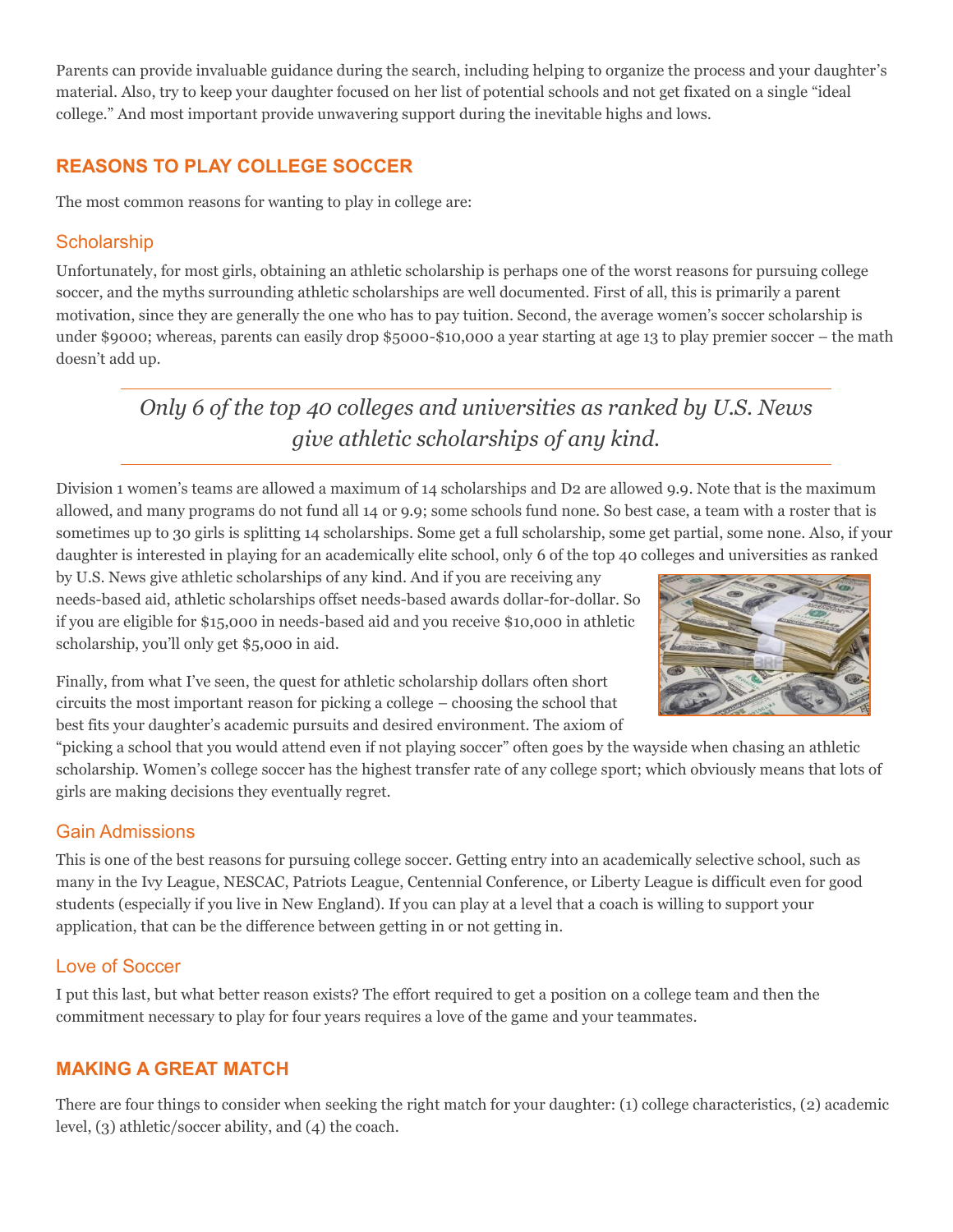Parents can provide invaluable guidance during the search, including helping to organize the process and your daughter's material. Also, try to keep your daughter focused on her list of potential schools and not get fixated on a single "ideal college." And most important provide unwavering support during the inevitable highs and lows.

## REASONS TO PLAY COLLEGE SOCCER

The most common reasons for wanting to play in college are:

### Scholarship

Unfortunately, for most girls, obtaining an athletic scholarship is perhaps one of the worst reasons for pursuing college soccer, and the myths surrounding athletic scholarships are well documented. First of all, this is primarily a parent motivation, since they are generally the one who has to pay tuition. Second, the average women's soccer scholarship is under $9000; whereas, parents can easily drop $5000-$10,000 a year starting at age 13 to play premier soccer – the math doesn't add up.

> *Only 6 of the top 40 colleges and universities as ranked by U.S. News give athletic scholarships of any kind.*

Division 1 women's teams are allowed a maximum of 14 scholarships and D2 are allowed 9.9. Note that is the maximum allowed, and many programs do not fund all 14 or 9.9; some schools fund none. So best case, a team with a roster that is sometimes up to 30 girls is splitting 14 scholarships. Some get a full scholarship, some get partial, some none. Also, if your daughter is interested in playing for an academically elite school, only 6 of the top 40 colleges and universities as ranked by U.S. News give athletic scholarships of any kind. And if you are receiving any needs-based aid, athletic scholarships offset needs-based awards dollar-for-dollar. So if you are eligible for $15,000 in needs-based aid and you receive $10,000 in athletic scholarship, you'll only get $5,000 in aid.

Finally, from what I've seen, the quest for athletic scholarship dollars often short circuits the most important reason for picking a college – choosing the school that best fits your daughter's academic pursuits and desired environment. The axiom of "picking a school that you would attend even if not playing soccer" often goes by the wayside when chasing an athletic scholarship. Women's college soccer has the highest transfer rate of any college sport; which obviously means that lots of girls are making decisions they eventually regret.

### Gain Admissions

This is one of the best reasons for pursuing college soccer. Getting entry into an academically selective school, such as many in the Ivy League, NESCAC, Patriots League, Centennial Conference, or Liberty League is difficult even for good students (especially if you live in New England). If you can play at a level that a coach is willing to support your application, that can be the difference between getting in or not getting in.

### Love of Soccer

I put this last, but what better reason exists? The effort required to get a position on a college team and then the commitment necessary to play for four years requires a love of the game and your teammates.

## MAKING A GREAT MATCH

There are four things to consider when seeking the right match for your daughter: (1) college characteristics, (2) academic level, (3) athletic/soccer ability, and (4) the coach.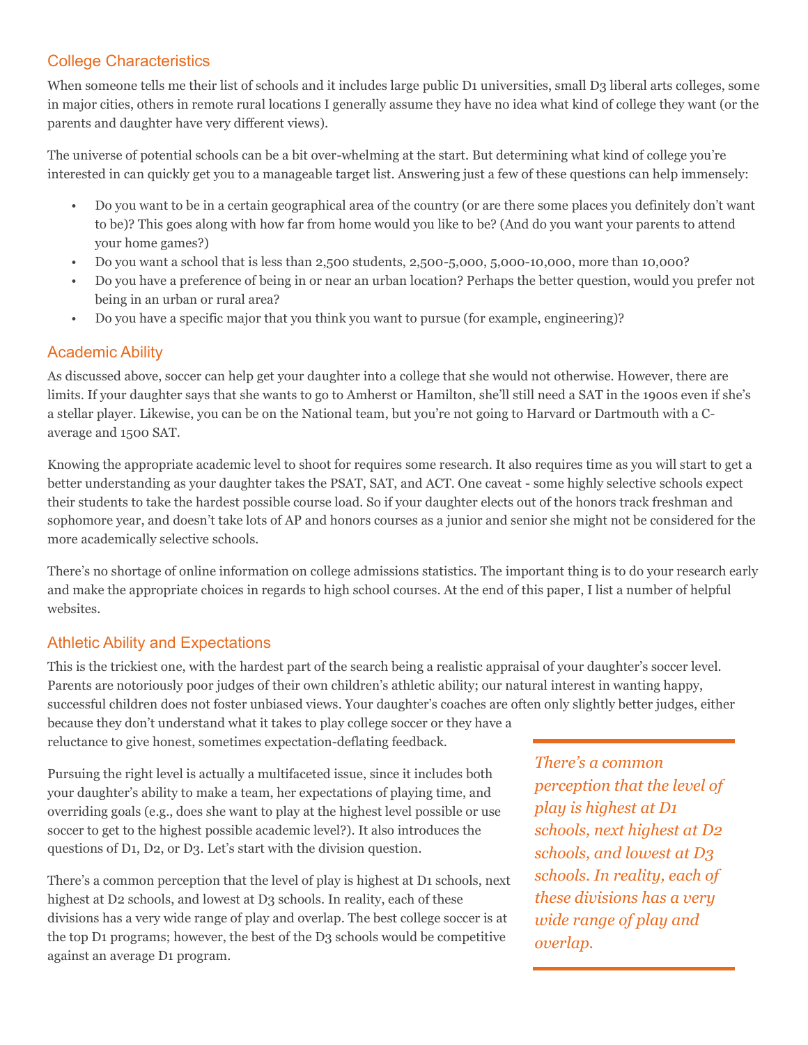## College Characteristics

When someone tells me their list of schools and it includes large public D1 universities, small D3 liberal arts colleges, some in major cities, others in remote rural locations I generally assume they have no idea what kind of college they want (or the parents and daughter have very different views).

The universe of potential schools can be a bit over-whelming at the start. But determining what kind of college you're interested in can quickly get you to a manageable target list. Answering just a few of these questions can help immensely:

- Do you want to be in a certain geographical area of the country (or are there some places you definitely don't want to be)? This goes along with how far from home would you like to be? (And do you want your parents to attend your home games?)
- Do you want a school that is less than 2,500 students, 2,500-5,000, 5,000-10,000, more than 10,000?
- Do you have a preference of being in or near an urban location? Perhaps the better question, would you prefer not being in an urban or rural area?
- Do you have a specific major that you think you want to pursue (for example, engineering)?

## Academic Ability

As discussed above, soccer can help get your daughter into a college that she would not otherwise. However, there are limits. If your daughter says that she wants to go to Amherst or Hamilton, she'll still need a SAT in the 1900s even if she's a stellar player. Likewise, you can be on the National team, but you're not going to Harvard or Dartmouth with a C-average and 1500 SAT.

Knowing the appropriate academic level to shoot for requires some research. It also requires time as you will start to get a better understanding as your daughter takes the PSAT, SAT, and ACT. One caveat - some highly selective schools expect their students to take the hardest possible course load. So if your daughter elects out of the honors track freshman and sophomore year, and doesn't take lots of AP and honors courses as a junior and senior she might not be considered for the more academically selective schools.

There's no shortage of online information on college admissions statistics. The important thing is to do your research early and make the appropriate choices in regards to high school courses. At the end of this paper, I list a number of helpful websites.

## Athletic Ability and Expectations

This is the trickiest one, with the hardest part of the search being a realistic appraisal of your daughter's soccer level. Parents are notoriously poor judges of their own children's athletic ability; our natural interest in wanting happy, successful children does not foster unbiased views. Your daughter's coaches are often only slightly better judges, either because they don't understand what it takes to play college soccer or they have a reluctance to give honest, sometimes expectation-deflating feedback.

Pursuing the right level is actually a multifaceted issue, since it includes both your daughter's ability to make a team, her expectations of playing time, and overriding goals (e.g., does she want to play at the highest level possible or use soccer to get to the highest possible academic level?). It also introduces the questions of D1, D2, or D3. Let's start with the division question.

*There's a common perception that the level of play is highest at D1 schools, next highest at D2 schools, and lowest at D3 schools. In reality, each of these divisions has a very wide range of play and overlap.*

There's a common perception that the level of play is highest at D1 schools, next highest at D2 schools, and lowest at D3 schools. In reality, each of these divisions has a very wide range of play and overlap. The best college soccer is at the top D1 programs; however, the best of the D3 schools would be competitive against an average D1 program.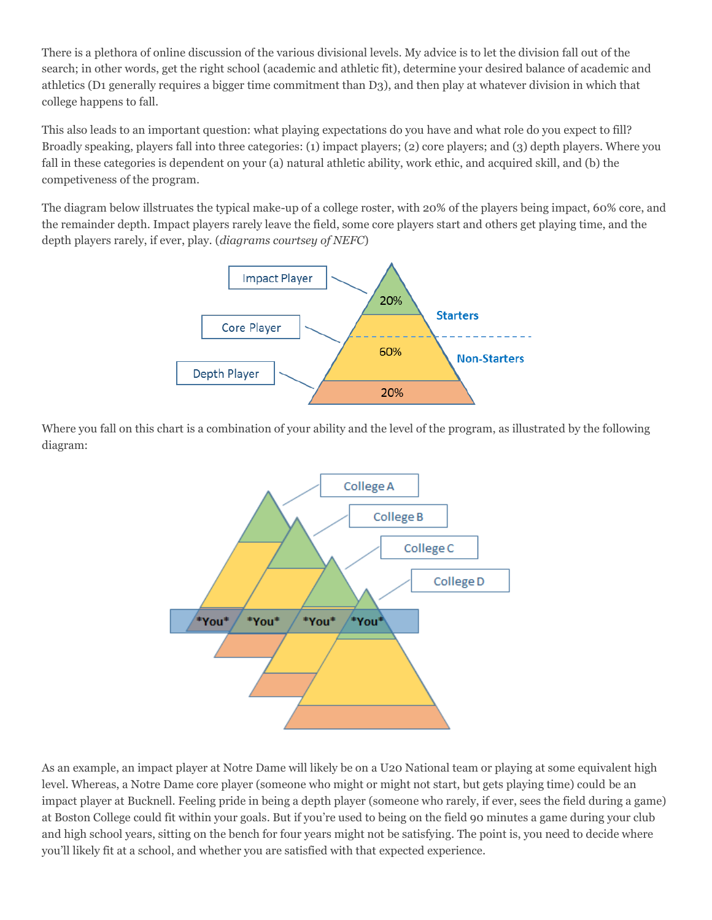There is a plethora of online discussion of the various divisional levels. My advice is to let the division fall out of the search; in other words, get the right school (academic and athletic fit), determine your desired balance of academic and athletics (D1 generally requires a bigger time commitment than D3), and then play at whatever division in which that college happens to fall.

This also leads to an important question: what playing expectations do you have and what role do you expect to fill? Broadly speaking, players fall into three categories: (1) impact players; (2) core players; and (3) depth players. Where you fall in these categories is dependent on your (a) natural athletic ability, work ethic, and acquired skill, and (b) the competiveness of the program.

The diagram below illstruates the typical make-up of a college roster, with 20% of the players being impact, 60% core, and the remainder depth. Impact players rarely leave the field, some core players start and others get playing time, and the depth players rarely, if ever, play. (*diagrams courtsey of NEFC*)

Impact Player — 20%
Core Player — 60%
Depth Player — 20%
Starters
Non-Starters

Where you fall on this chart is a combination of your ability and the level of the program, as illustrated by the following diagram:

College A
College B
College C
College D
*You* *You* *You* *You*

As an example, an impact player at Notre Dame will likely be on a U20 National team or playing at some equivalent high level. Whereas, a Notre Dame core player (someone who might or might not start, but gets playing time) could be an impact player at Bucknell. Feeling pride in being a depth player (someone who rarely, if ever, sees the field during a game) at Boston College could fit within your goals. But if you're used to being on the field 90 minutes a game during your club and high school years, sitting on the bench for four years might not be satisfying. The point is, you need to decide where you'll likely fit at a school, and whether you are satisfied with that expected experience.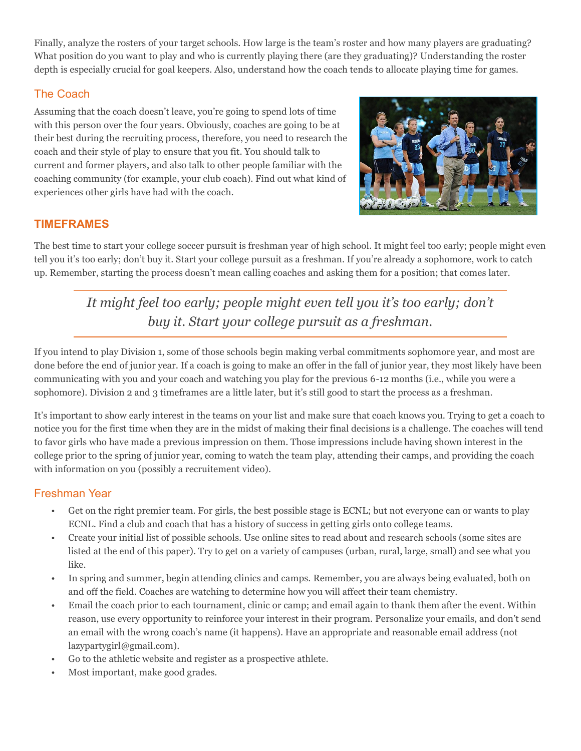Finally, analyze the rosters of your target schools. How large is the team's roster and how many players are graduating? What position do you want to play and who is currently playing there (are they graduating)? Understanding the roster depth is especially crucial for goal keepers. Also, understand how the coach tends to allocate playing time for games.

### The Coach

Assuming that the coach doesn't leave, you're going to spend lots of time with this person over the four years. Obviously, coaches are going to be at their best during the recruiting process, therefore, you need to research the coach and their style of play to ensure that you fit. You should talk to current and former players, and also talk to other people familiar with the coaching community (for example, your club coach). Find out what kind of experiences other girls have had with the coach.

## TIMEFRAMES

The best time to start your college soccer pursuit is freshman year of high school. It might feel too early; people might even tell you it's too early; don't buy it. Start your college pursuit as a freshman. If you're already a sophomore, work to catch up. Remember, starting the process doesn't mean calling coaches and asking them for a position; that comes later.

> *It might feel too early; people might even tell you it's too early; don't buy it. Start your college pursuit as a freshman.*

If you intend to play Division 1, some of those schools begin making verbal commitments sophomore year, and most are done before the end of junior year. If a coach is going to make an offer in the fall of junior year, they most likely have been communicating with you and your coach and watching you play for the previous 6-12 months (i.e., while you were a sophomore). Division 2 and 3 timeframes are a little later, but it's still good to start the process as a freshman.

It's important to show early interest in the teams on your list and make sure that coach knows you. Trying to get a coach to notice you for the first time when they are in the midst of making their final decisions is a challenge. The coaches will tend to favor girls who have made a previous impression on them. Those impressions include having shown interest in the college prior to the spring of junior year, coming to watch the team play, attending their camps, and providing the coach with information on you (possibly a recruitement video).

### Freshman Year

- Get on the right premier team. For girls, the best possible stage is ECNL; but not everyone can or wants to play ECNL. Find a club and coach that has a history of success in getting girls onto college teams.
- Create your initial list of possible schools. Use online sites to read about and research schools (some sites are listed at the end of this paper). Try to get on a variety of campuses (urban, rural, large, small) and see what you like.
- In spring and summer, begin attending clinics and camps. Remember, you are always being evaluated, both on and off the field. Coaches are watching to determine how you will affect their team chemistry.
- Email the coach prior to each tournament, clinic or camp; and email again to thank them after the event. Within reason, use every opportunity to reinforce your interest in their program. Personalize your emails, and don't send an email with the wrong coach's name (it happens). Have an appropriate and reasonable email address (not lazypartygirl@gmail.com).
- Go to the athletic website and register as a prospective athlete.
- Most important, make good grades.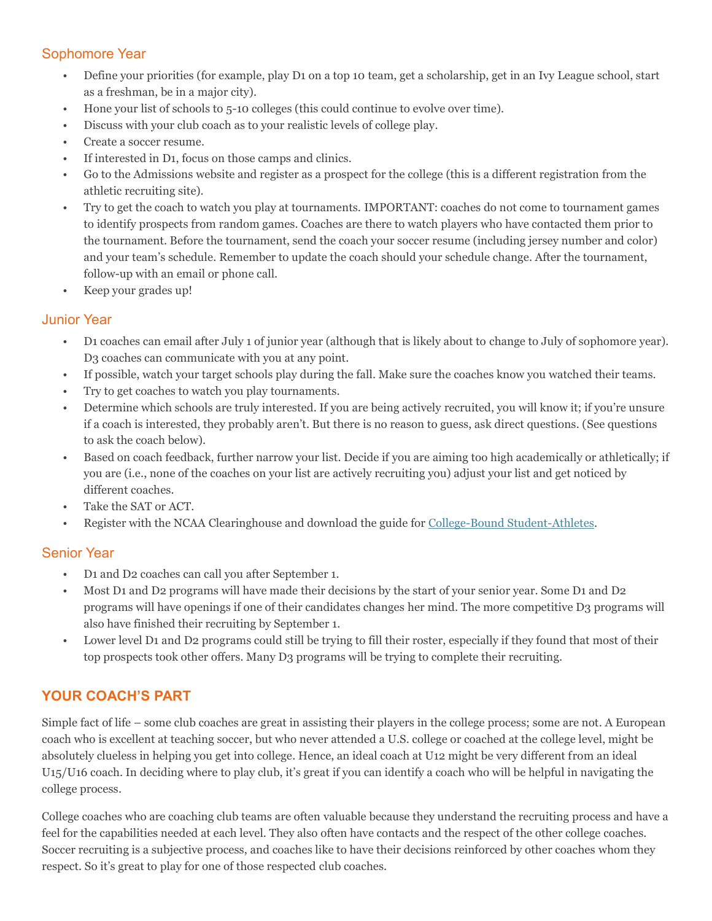## Sophomore Year

- Define your priorities (for example, play D1 on a top 10 team, get a scholarship, get in an Ivy League school, start as a freshman, be in a major city).
- Hone your list of schools to 5-10 colleges (this could continue to evolve over time).
- Discuss with your club coach as to your realistic levels of college play.
- Create a soccer resume.
- If interested in D1, focus on those camps and clinics.
- Go to the Admissions website and register as a prospect for the college (this is a different registration from the athletic recruiting site).
- Try to get the coach to watch you play at tournaments. IMPORTANT: coaches do not come to tournament games to identify prospects from random games. Coaches are there to watch players who have contacted them prior to the tournament. Before the tournament, send the coach your soccer resume (including jersey number and color) and your team's schedule. Remember to update the coach should your schedule change. After the tournament, follow-up with an email or phone call.
- Keep your grades up!

## Junior Year

- D1 coaches can email after July 1 of junior year (although that is likely about to change to July of sophomore year). D3 coaches can communicate with you at any point.
- If possible, watch your target schools play during the fall. Make sure the coaches know you watched their teams.
- Try to get coaches to watch you play tournaments.
- Determine which schools are truly interested. If you are being actively recruited, you will know it; if you're unsure if a coach is interested, they probably aren't. But there is no reason to guess, ask direct questions. (See questions to ask the coach below).
- Based on coach feedback, further narrow your list. Decide if you are aiming too high academically or athletically; if you are (i.e., none of the coaches on your list are actively recruiting you) adjust your list and get noticed by different coaches.
- Take the SAT or ACT.
- Register with the NCAA Clearinghouse and download the guide for College-Bound Student-Athletes.

## Senior Year

- D1 and D2 coaches can call you after September 1.
- Most D1 and D2 programs will have made their decisions by the start of your senior year. Some D1 and D2 programs will have openings if one of their candidates changes her mind. The more competitive D3 programs will also have finished their recruiting by September 1.
- Lower level D1 and D2 programs could still be trying to fill their roster, especially if they found that most of their top prospects took other offers. Many D3 programs will be trying to complete their recruiting.

# YOUR COACH'S PART

Simple fact of life – some club coaches are great in assisting their players in the college process; some are not. A European coach who is excellent at teaching soccer, but who never attended a U.S. college or coached at the college level, might be absolutely clueless in helping you get into college. Hence, an ideal coach at U12 might be very different from an ideal U15/U16 coach. In deciding where to play club, it's great if you can identify a coach who will be helpful in navigating the college process.

College coaches who are coaching club teams are often valuable because they understand the recruiting process and have a feel for the capabilities needed at each level. They also often have contacts and the respect of the other college coaches. Soccer recruiting is a subjective process, and coaches like to have their decisions reinforced by other coaches whom they respect. So it's great to play for one of those respected club coaches.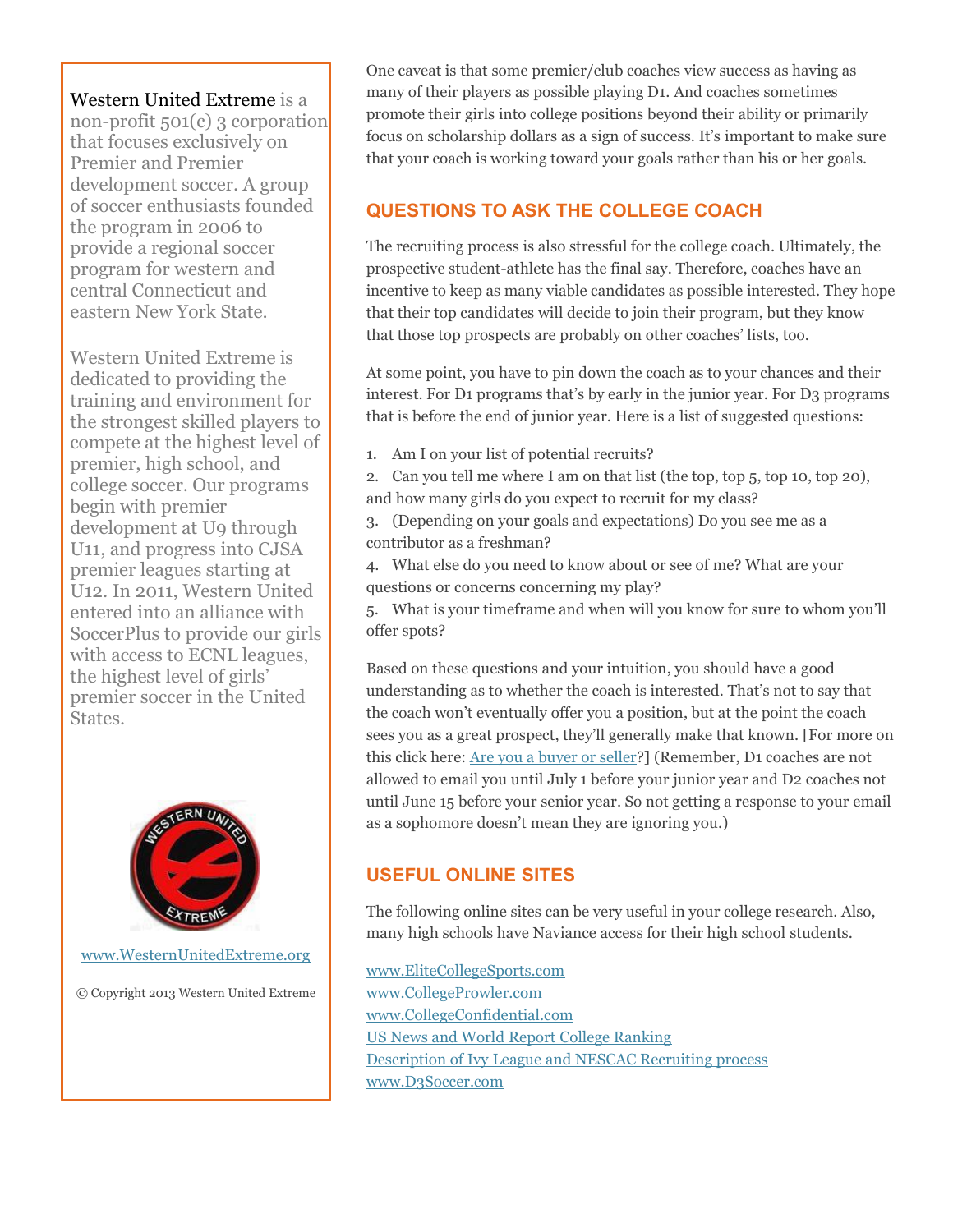Western United Extreme is a non-profit 501(c) 3 corporation that focuses exclusively on Premier and Premier development soccer. A group of soccer enthusiasts founded the program in 2006 to provide a regional soccer program for western and central Connecticut and eastern New York State.

Western United Extreme is dedicated to providing the training and environment for the strongest skilled players to compete at the highest level of premier, high school, and college soccer. Our programs begin with premier development at U9 through U11, and progress into CJSA premier leagues starting at U12. In 2011, Western United entered into an alliance with SoccerPlus to provide our girls with access to ECNL leagues, the highest level of girls' premier soccer in the United States.

www.WesternUnitedExtreme.org

© Copyright 2013 Western United Extreme

One caveat is that some premier/club coaches view success as having as many of their players as possible playing D1. And coaches sometimes promote their girls into college positions beyond their ability or primarily focus on scholarship dollars as a sign of success. It's important to make sure that your coach is working toward your goals rather than his or her goals.

## QUESTIONS TO ASK THE COLLEGE COACH

The recruiting process is also stressful for the college coach. Ultimately, the prospective student-athlete has the final say. Therefore, coaches have an incentive to keep as many viable candidates as possible interested. They hope that their top candidates will decide to join their program, but they know that those top prospects are probably on other coaches' lists, too.

At some point, you have to pin down the coach as to your chances and their interest. For D1 programs that's by early in the junior year. For D3 programs that is before the end of junior year. Here is a list of suggested questions:

1. Am I on your list of potential recruits?
2. Can you tell me where I am on that list (the top, top 5, top 10, top 20), and how many girls do you expect to recruit for my class?
3. (Depending on your goals and expectations) Do you see me as a contributor as a freshman?
4. What else do you need to know about or see of me? What are your questions or concerns concerning my play?
5. What is your timeframe and when will you know for sure to whom you'll offer spots?

Based on these questions and your intuition, you should have a good understanding as to whether the coach is interested. That's not to say that the coach won't eventually offer you a position, but at the point the coach sees you as a great prospect, they'll generally make that known. [For more on this click here: Are you a buyer or seller?] (Remember, D1 coaches are not allowed to email you until July 1 before your junior year and D2 coaches not until June 15 before your senior year. So not getting a response to your email as a sophomore doesn't mean they are ignoring you.)

## USEFUL ONLINE SITES

The following online sites can be very useful in your college research. Also, many high schools have Naviance access for their high school students.

www.EliteCollegeSports.com
www.CollegeProwler.com
www.CollegeConfidential.com
US News and World Report College Ranking
Description of Ivy League and NESCAC Recruiting process
www.D3Soccer.com